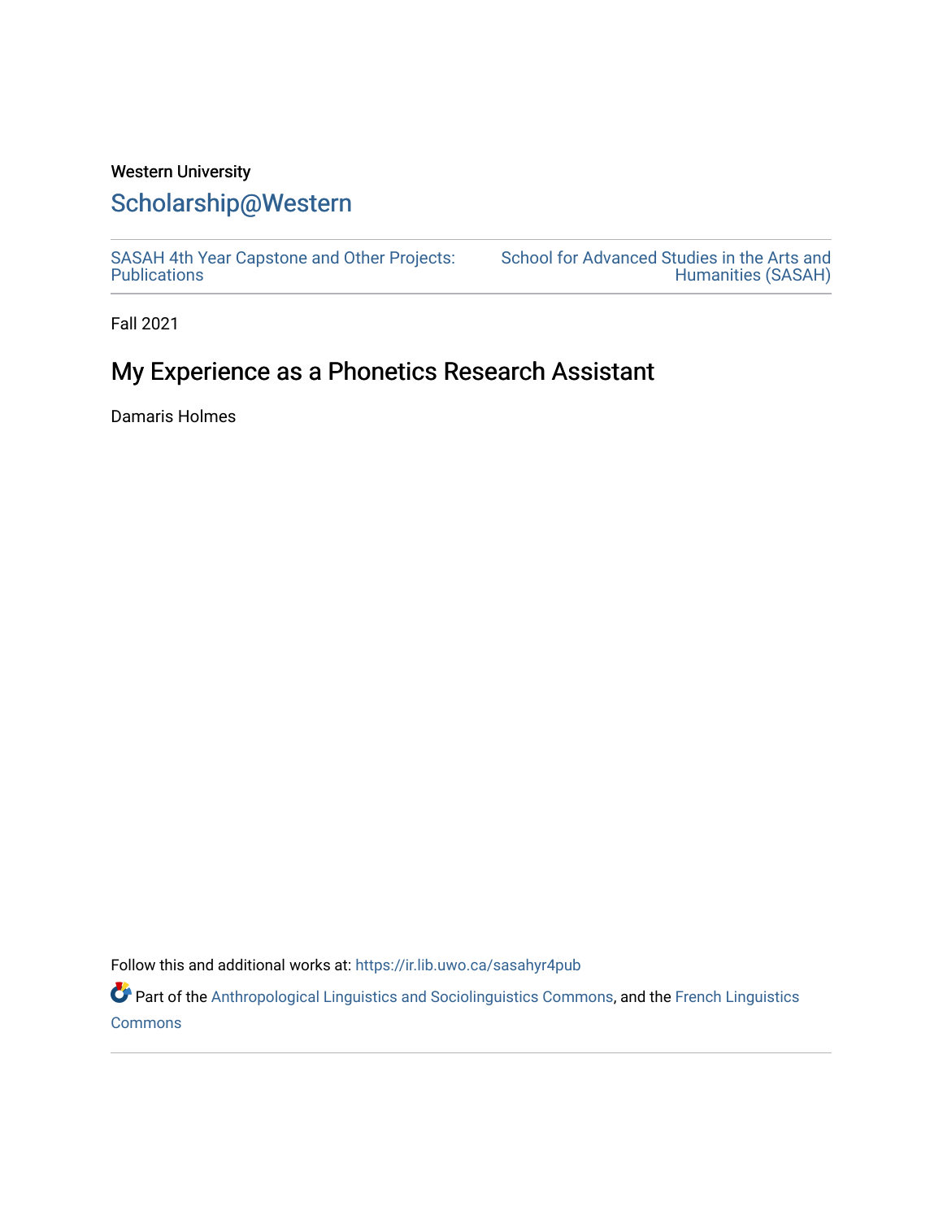Western University

# Scholarship@Western

SASAH 4th Year Capstone and Other Projects: Publications

School for Advanced Studies in the Arts and Humanities (SASAH)

Fall 2021

## My Experience as a Phonetics Research Assistant

Damaris Holmes

Follow this and additional works at: https://ir.lib.uwo.ca/sasahyr4pub

Part of the Anthropological Linguistics and Sociolinguistics Commons, and the French Linguistics Commons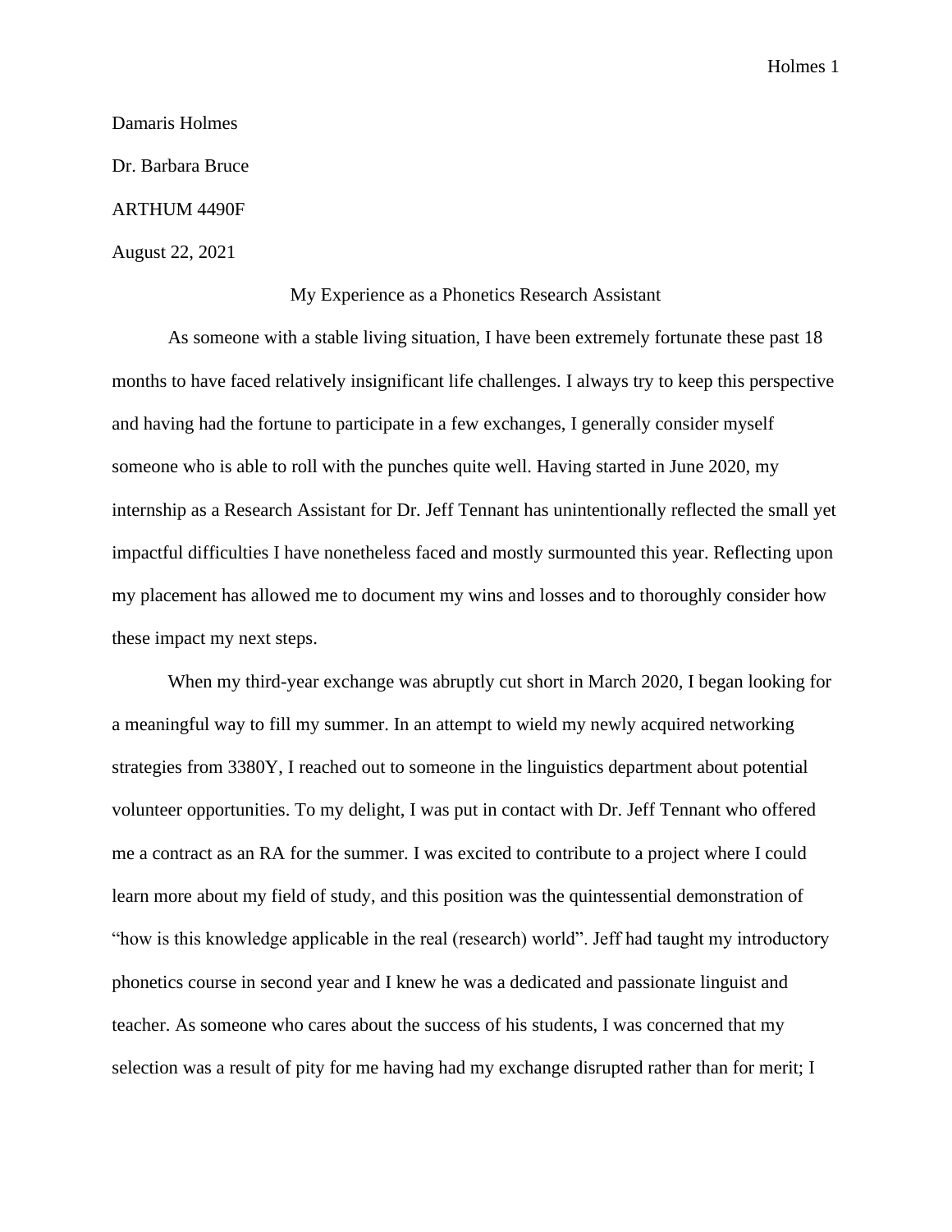Damaris Holmes

Dr. Barbara Bruce

ARTHUM 4490F

August 22, 2021

# My Experience as a Phonetics Research Assistant

As someone with a stable living situation, I have been extremely fortunate these past 18 months to have faced relatively insignificant life challenges. I always try to keep this perspective and having had the fortune to participate in a few exchanges, I generally consider myself someone who is able to roll with the punches quite well. Having started in June 2020, my internship as a Research Assistant for Dr. Jeff Tennant has unintentionally reflected the small yet impactful difficulties I have nonetheless faced and mostly surmounted this year. Reflecting upon my placement has allowed me to document my wins and losses and to thoroughly consider how these impact my next steps.

When my third-year exchange was abruptly cut short in March 2020, I began looking for a meaningful way to fill my summer. In an attempt to wield my newly acquired networking strategies from 3380Y, I reached out to someone in the linguistics department about potential volunteer opportunities. To my delight, I was put in contact with Dr. Jeff Tennant who offered me a contract as an RA for the summer. I was excited to contribute to a project where I could learn more about my field of study, and this position was the quintessential demonstration of "how is this knowledge applicable in the real (research) world". Jeff had taught my introductory phonetics course in second year and I knew he was a dedicated and passionate linguist and teacher. As someone who cares about the success of his students, I was concerned that my selection was a result of pity for me having had my exchange disrupted rather than for merit; I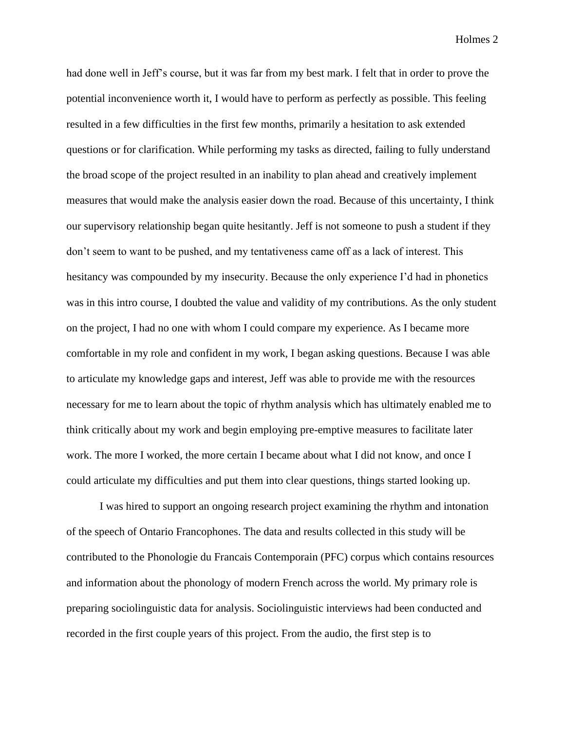had done well in Jeff's course, but it was far from my best mark. I felt that in order to prove the potential inconvenience worth it, I would have to perform as perfectly as possible. This feeling resulted in a few difficulties in the first few months, primarily a hesitation to ask extended questions or for clarification. While performing my tasks as directed, failing to fully understand the broad scope of the project resulted in an inability to plan ahead and creatively implement measures that would make the analysis easier down the road. Because of this uncertainty, I think our supervisory relationship began quite hesitantly. Jeff is not someone to push a student if they don't seem to want to be pushed, and my tentativeness came off as a lack of interest. This hesitancy was compounded by my insecurity. Because the only experience I'd had in phonetics was in this intro course, I doubted the value and validity of my contributions. As the only student on the project, I had no one with whom I could compare my experience. As I became more comfortable in my role and confident in my work, I began asking questions. Because I was able to articulate my knowledge gaps and interest, Jeff was able to provide me with the resources necessary for me to learn about the topic of rhythm analysis which has ultimately enabled me to think critically about my work and begin employing pre-emptive measures to facilitate later work. The more I worked, the more certain I became about what I did not know, and once I could articulate my difficulties and put them into clear questions, things started looking up.

I was hired to support an ongoing research project examining the rhythm and intonation of the speech of Ontario Francophones. The data and results collected in this study will be contributed to the Phonologie du Francais Contemporain (PFC) corpus which contains resources and information about the phonology of modern French across the world. My primary role is preparing sociolinguistic data for analysis. Sociolinguistic interviews had been conducted and recorded in the first couple years of this project. From the audio, the first step is to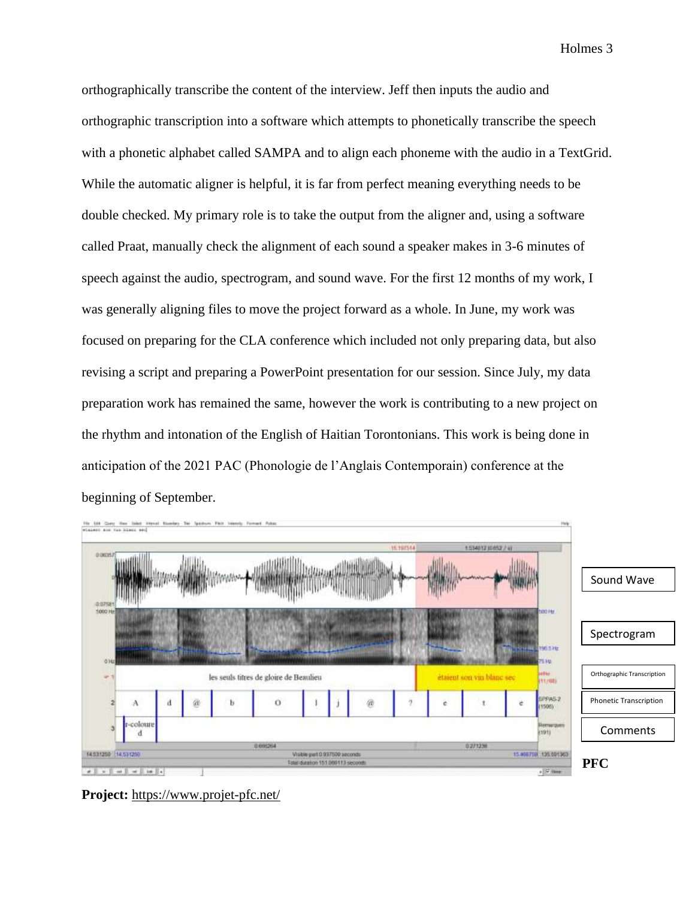orthographically transcribe the content of the interview. Jeff then inputs the audio and orthographic transcription into a software which attempts to phonetically transcribe the speech with a phonetic alphabet called SAMPA and to align each phoneme with the audio in a TextGrid. While the automatic aligner is helpful, it is far from perfect meaning everything needs to be double checked. My primary role is to take the output from the aligner and, using a software called Praat, manually check the alignment of each sound a speaker makes in 3-6 minutes of speech against the audio, spectrogram, and sound wave. For the first 12 months of my work, I was generally aligning files to move the project forward as a whole. In June, my work was focused on preparing for the CLA conference which included not only preparing data, but also revising a script and preparing a PowerPoint presentation for our session. Since July, my data preparation work has remained the same, however the work is contributing to a new project on the rhythm and intonation of the English of Haitian Torontonians. This work is being done in anticipation of the 2021 PAC (Phonologie de l'Anglais Contemporain) conference at the beginning of September.

Sound Wave

Spectrogram

Orthographic Transcription

Phonetic Transcription

Comments

**PFC**

**Project:** https://www.projet-pfc.net/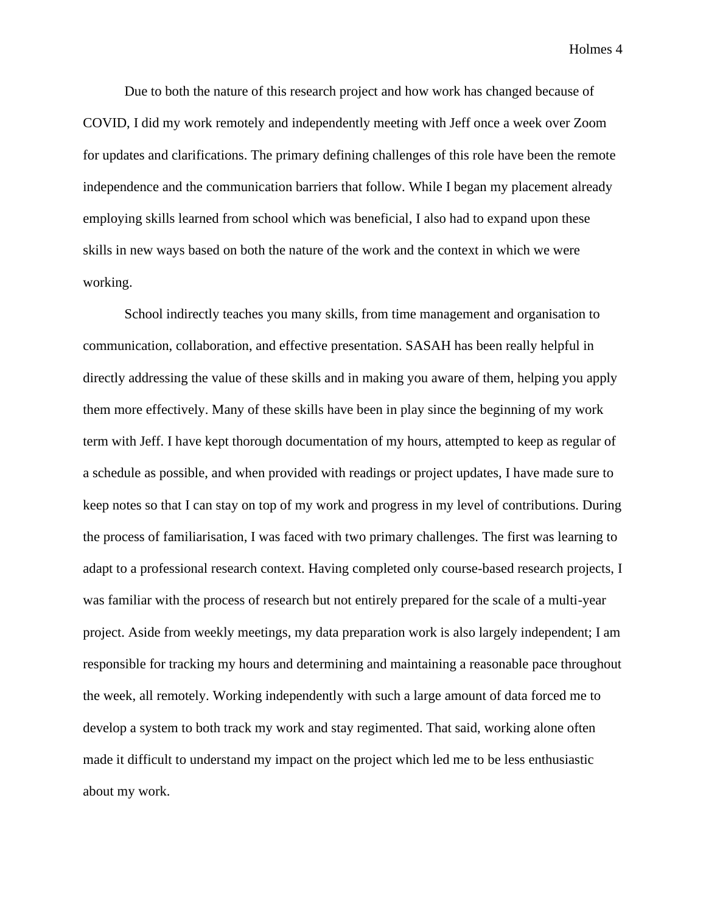Due to both the nature of this research project and how work has changed because of COVID, I did my work remotely and independently meeting with Jeff once a week over Zoom for updates and clarifications. The primary defining challenges of this role have been the remote independence and the communication barriers that follow. While I began my placement already employing skills learned from school which was beneficial, I also had to expand upon these skills in new ways based on both the nature of the work and the context in which we were working.

School indirectly teaches you many skills, from time management and organisation to communication, collaboration, and effective presentation. SASAH has been really helpful in directly addressing the value of these skills and in making you aware of them, helping you apply them more effectively. Many of these skills have been in play since the beginning of my work term with Jeff. I have kept thorough documentation of my hours, attempted to keep as regular of a schedule as possible, and when provided with readings or project updates, I have made sure to keep notes so that I can stay on top of my work and progress in my level of contributions. During the process of familiarisation, I was faced with two primary challenges. The first was learning to adapt to a professional research context. Having completed only course-based research projects, I was familiar with the process of research but not entirely prepared for the scale of a multi-year project. Aside from weekly meetings, my data preparation work is also largely independent; I am responsible for tracking my hours and determining and maintaining a reasonable pace throughout the week, all remotely. Working independently with such a large amount of data forced me to develop a system to both track my work and stay regimented. That said, working alone often made it difficult to understand my impact on the project which led me to be less enthusiastic about my work.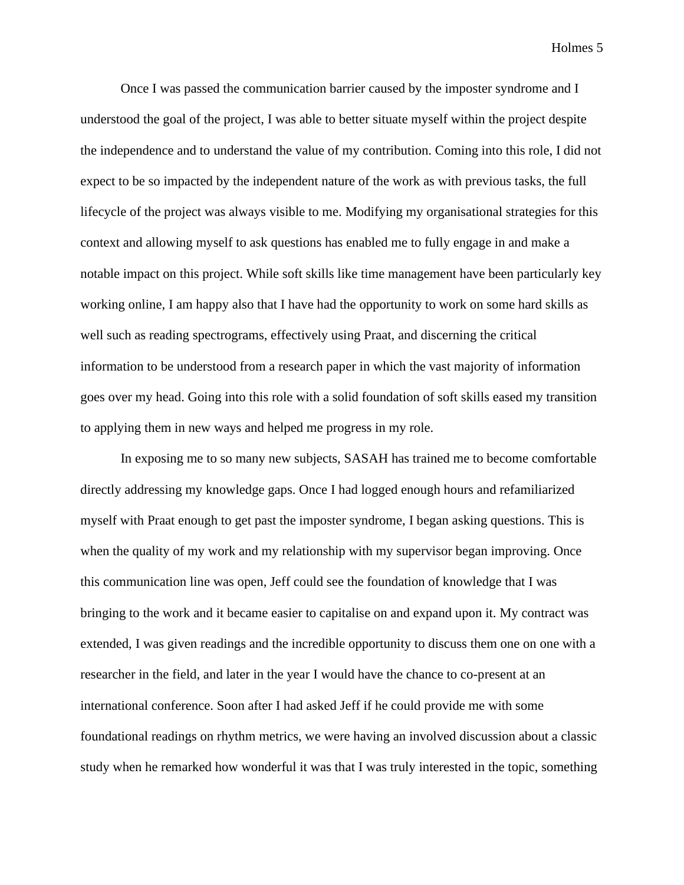Once I was passed the communication barrier caused by the imposter syndrome and I understood the goal of the project, I was able to better situate myself within the project despite the independence and to understand the value of my contribution. Coming into this role, I did not expect to be so impacted by the independent nature of the work as with previous tasks, the full lifecycle of the project was always visible to me. Modifying my organisational strategies for this context and allowing myself to ask questions has enabled me to fully engage in and make a notable impact on this project. While soft skills like time management have been particularly key working online, I am happy also that I have had the opportunity to work on some hard skills as well such as reading spectrograms, effectively using Praat, and discerning the critical information to be understood from a research paper in which the vast majority of information goes over my head. Going into this role with a solid foundation of soft skills eased my transition to applying them in new ways and helped me progress in my role.

In exposing me to so many new subjects, SASAH has trained me to become comfortable directly addressing my knowledge gaps. Once I had logged enough hours and refamiliarized myself with Praat enough to get past the imposter syndrome, I began asking questions. This is when the quality of my work and my relationship with my supervisor began improving. Once this communication line was open, Jeff could see the foundation of knowledge that I was bringing to the work and it became easier to capitalise on and expand upon it. My contract was extended, I was given readings and the incredible opportunity to discuss them one on one with a researcher in the field, and later in the year I would have the chance to co-present at an international conference. Soon after I had asked Jeff if he could provide me with some foundational readings on rhythm metrics, we were having an involved discussion about a classic study when he remarked how wonderful it was that I was truly interested in the topic, something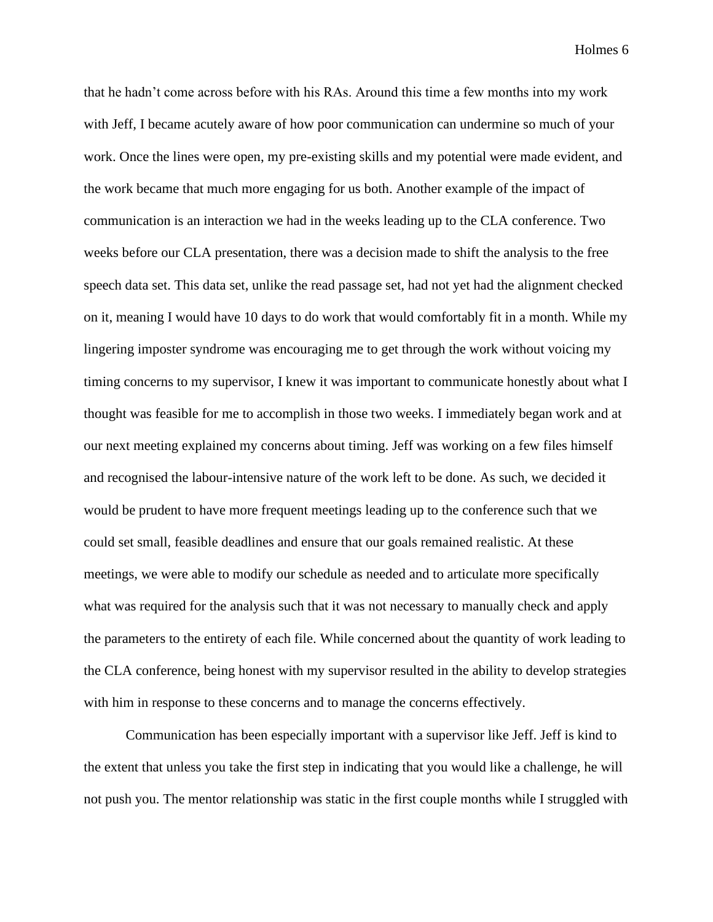that he hadn't come across before with his RAs. Around this time a few months into my work with Jeff, I became acutely aware of how poor communication can undermine so much of your work. Once the lines were open, my pre-existing skills and my potential were made evident, and the work became that much more engaging for us both. Another example of the impact of communication is an interaction we had in the weeks leading up to the CLA conference. Two weeks before our CLA presentation, there was a decision made to shift the analysis to the free speech data set. This data set, unlike the read passage set, had not yet had the alignment checked on it, meaning I would have 10 days to do work that would comfortably fit in a month. While my lingering imposter syndrome was encouraging me to get through the work without voicing my timing concerns to my supervisor, I knew it was important to communicate honestly about what I thought was feasible for me to accomplish in those two weeks. I immediately began work and at our next meeting explained my concerns about timing. Jeff was working on a few files himself and recognised the labour-intensive nature of the work left to be done. As such, we decided it would be prudent to have more frequent meetings leading up to the conference such that we could set small, feasible deadlines and ensure that our goals remained realistic. At these meetings, we were able to modify our schedule as needed and to articulate more specifically what was required for the analysis such that it was not necessary to manually check and apply the parameters to the entirety of each file. While concerned about the quantity of work leading to the CLA conference, being honest with my supervisor resulted in the ability to develop strategies with him in response to these concerns and to manage the concerns effectively.

Communication has been especially important with a supervisor like Jeff. Jeff is kind to the extent that unless you take the first step in indicating that you would like a challenge, he will not push you. The mentor relationship was static in the first couple months while I struggled with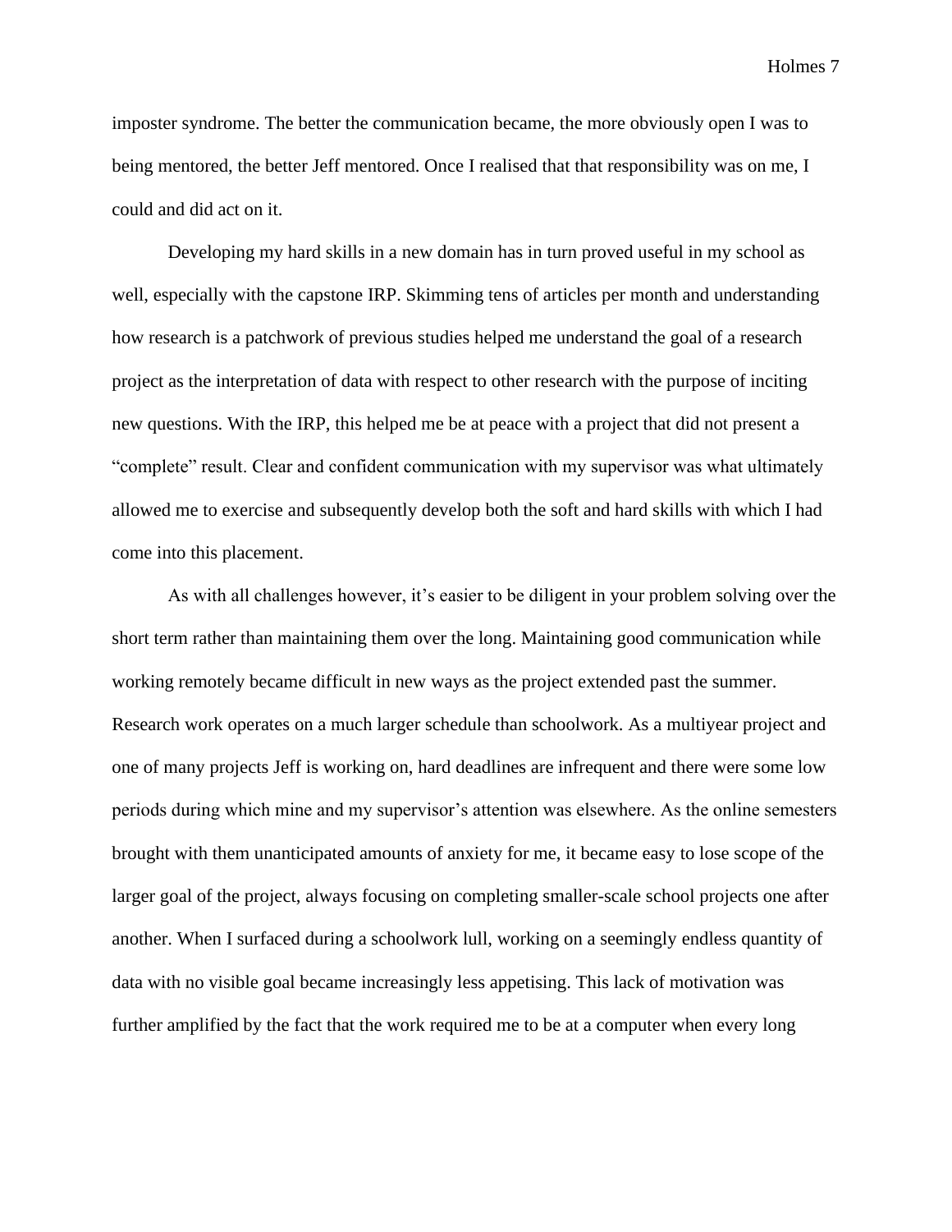imposter syndrome. The better the communication became, the more obviously open I was to being mentored, the better Jeff mentored. Once I realised that that responsibility was on me, I could and did act on it.

Developing my hard skills in a new domain has in turn proved useful in my school as well, especially with the capstone IRP. Skimming tens of articles per month and understanding how research is a patchwork of previous studies helped me understand the goal of a research project as the interpretation of data with respect to other research with the purpose of inciting new questions. With the IRP, this helped me be at peace with a project that did not present a "complete" result. Clear and confident communication with my supervisor was what ultimately allowed me to exercise and subsequently develop both the soft and hard skills with which I had come into this placement.

As with all challenges however, it's easier to be diligent in your problem solving over the short term rather than maintaining them over the long. Maintaining good communication while working remotely became difficult in new ways as the project extended past the summer. Research work operates on a much larger schedule than schoolwork. As a multiyear project and one of many projects Jeff is working on, hard deadlines are infrequent and there were some low periods during which mine and my supervisor's attention was elsewhere. As the online semesters brought with them unanticipated amounts of anxiety for me, it became easy to lose scope of the larger goal of the project, always focusing on completing smaller-scale school projects one after another. When I surfaced during a schoolwork lull, working on a seemingly endless quantity of data with no visible goal became increasingly less appetising. This lack of motivation was further amplified by the fact that the work required me to be at a computer when every long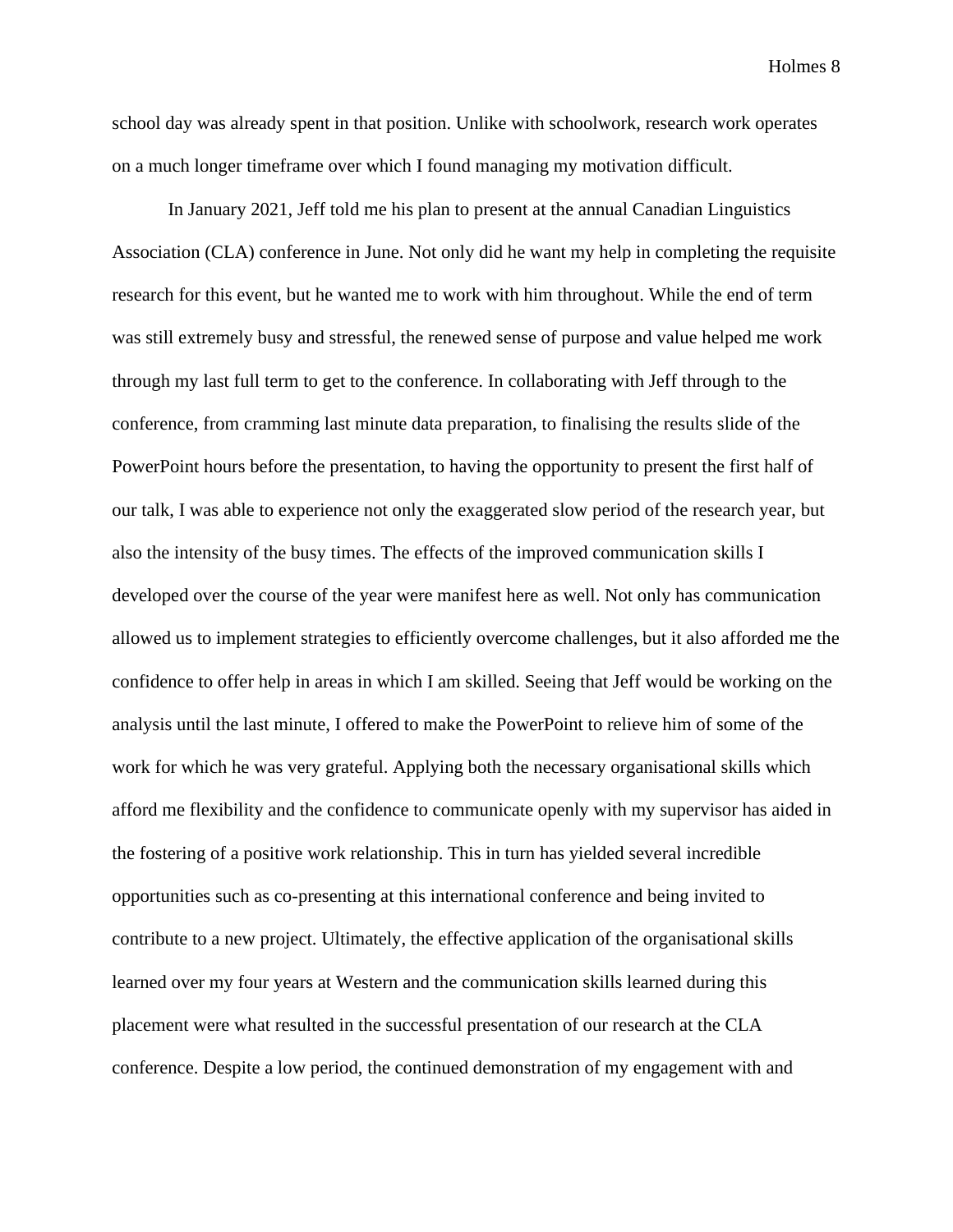school day was already spent in that position. Unlike with schoolwork, research work operates on a much longer timeframe over which I found managing my motivation difficult.

In January 2021, Jeff told me his plan to present at the annual Canadian Linguistics Association (CLA) conference in June. Not only did he want my help in completing the requisite research for this event, but he wanted me to work with him throughout. While the end of term was still extremely busy and stressful, the renewed sense of purpose and value helped me work through my last full term to get to the conference. In collaborating with Jeff through to the conference, from cramming last minute data preparation, to finalising the results slide of the PowerPoint hours before the presentation, to having the opportunity to present the first half of our talk, I was able to experience not only the exaggerated slow period of the research year, but also the intensity of the busy times. The effects of the improved communication skills I developed over the course of the year were manifest here as well. Not only has communication allowed us to implement strategies to efficiently overcome challenges, but it also afforded me the confidence to offer help in areas in which I am skilled. Seeing that Jeff would be working on the analysis until the last minute, I offered to make the PowerPoint to relieve him of some of the work for which he was very grateful. Applying both the necessary organisational skills which afford me flexibility and the confidence to communicate openly with my supervisor has aided in the fostering of a positive work relationship. This in turn has yielded several incredible opportunities such as co-presenting at this international conference and being invited to contribute to a new project. Ultimately, the effective application of the organisational skills learned over my four years at Western and the communication skills learned during this placement were what resulted in the successful presentation of our research at the CLA conference. Despite a low period, the continued demonstration of my engagement with and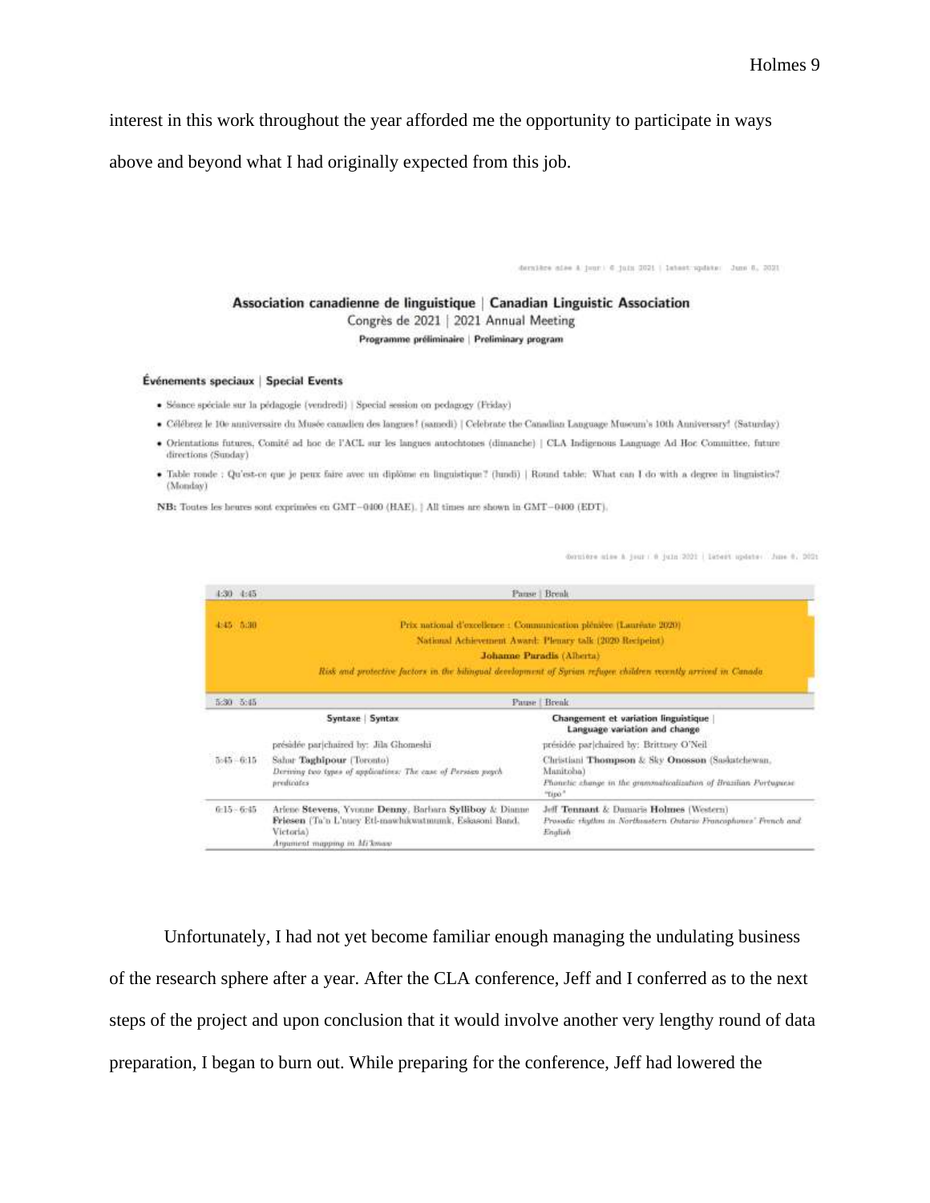interest in this work throughout the year afforded me the opportunity to participate in ways above and beyond what I had originally expected from this job.

dernière mise à jour : 6 juin 2021 | latest update: June 6, 2021

**Association canadienne de linguistique | Canadian Linguistic Association**

Congrès de 2021 | 2021 Annual Meeting

**Programme préliminaire | Preliminary program**

**Événements speciaux | Special Events**

- Séance spéciale sur la pédagogie (vendredi) | Special session on pedagogy (Friday)
- Célébrez le 10e anniversaire du Musée canadien des langues! (samedi) | Celebrate the Canadian Language Museum's 10th Anniversary! (Saturday)
- Orientations futures, Comité ad hoc de l'ACL sur les langues autochtones (dimanche) | CLA Indigenous Language Ad Hoc Committee, future directions (Sunday)
- Table ronde : Qu'est-ce que je peux faire avec un diplôme en linguistique? (lundi) | Round table: What can I do with a degree in linguistics? (Monday)

**NB:** Toutes les heures sont exprimées en GMT−0400 (HAE). | All times are shown in GMT−0400 (EDT).

dernière mise à jour : 6 juin 2021 | latest update: June 6, 2021

| | | |
|---|---|---|
| 4:30 4:45 | Pause \| Break | |
| 4:45 5:30 | Prix national d'excellence : Communication plénière (Lauréate 2020) National Achievement Award: Plenary talk (2020 Recipient) **Johanne Paradis** (Alberta) *Risk and protective factors in the bilingual development of Syrian refugee children recently arrived in Canada* | |
| 5:30 5:45 | Pause \| Break | |
| | **Syntaxe \| Syntax** | **Changement et variation linguistique \| Language variation and change** |
| | présidée par\|chaired by: Jila Ghomeshi | présidée par\|chaired by: Brittney O'Neil |
| 5:45 – 6:15 | Sahar **Taghipour** (Toronto) *Deriving two types of applicatives: The case of Persian psych predicates* | Christiani **Thompson** & Sky **Onosson** (Saskatchewan, Manitoba) *Phonetic change in the grammaticalization of Brazilian Portuguese "tipo"* |
| 6:15 – 6:45 | Arlene **Stevens**, Yvonne **Denny**, Barbara **Sylliboy** & Dianne **Friesen** (Ta'n L'nuey Etl-mawlukwatmumk, Eskasoni Band, Victoria) *Argument mapping in Mi'kmaw* | Jeff **Tennant** & Damaris **Holmes** (Western) *Prosodic rhythm in Northeastern Ontario Francophones' French and English* |

Unfortunately, I had not yet become familiar enough managing the undulating business of the research sphere after a year. After the CLA conference, Jeff and I conferred as to the next steps of the project and upon conclusion that it would involve another very lengthy round of data preparation, I began to burn out. While preparing for the conference, Jeff had lowered the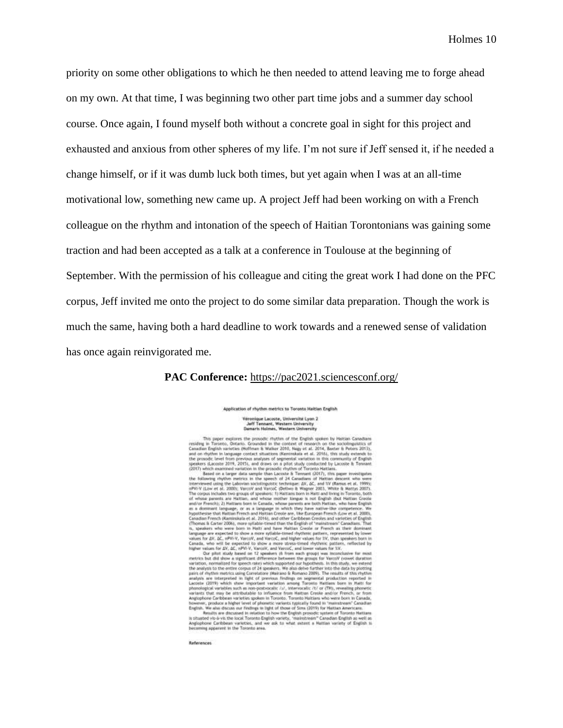priority on some other obligations to which he then needed to attend leaving me to forge ahead on my own. At that time, I was beginning two other part time jobs and a summer day school course. Once again, I found myself both without a concrete goal in sight for this project and exhausted and anxious from other spheres of my life. I'm not sure if Jeff sensed it, if he needed a change himself, or if it was dumb luck both times, but yet again when I was at an all-time motivational low, something new came up. A project Jeff had been working on with a French colleague on the rhythm and intonation of the speech of Haitian Torontonians was gaining some traction and had been accepted as a talk at a conference in Toulouse at the beginning of September. With the permission of his colleague and citing the great work I had done on the PFC corpus, Jeff invited me onto the project to do some similar data preparation. Though the work is much the same, having both a hard deadline to work towards and a renewed sense of validation has once again reinvigorated me.

**PAC Conference:** https://pac2021.sciencesconf.org/

**Application of rhythm metrics to Toronto Haitian English**

**Véronique Lacoste, Université Lyon 2**
**Jeff Tennant, Western University**
**Damaris Holmes, Western University**

This paper explores the prosodic rhythm of the English spoken by Haitian Canadians residing in Toronto, Ontario. Grounded in the context of research on the sociolinguistics of Canadian English varieties (Hoffman & Walker 2010, Nagy et al. 2014, Baxter & Peters 2013), and on rhythm in language contact situations (Kaminskaia et al. 2016), this study extends to the prosodic level from previous analyses of segmental variation in this community of English speakers (Lacoste 2019, 2015), and draws on a pilot study conducted by Lacoste & Tennant (2017) which examined variation in the prosodic rhythm of Toronto Haitians.

Based on a larger data sample than Lacoste & Tennant (2017), this paper investigates the following rhythm metrics in the speech of 24 Canadians of Haitian descent who were interviewed using the Labovian sociolinguistic technique: ΔV, ΔC, and %V (Ramus et al. 1999); nPVI-V (Low et al. 2000); VarcoV and VarcoC (Dellwo & Wagner 2003, White & Mattys 2007). The corpus includes two groups of speakers: 1) Haitians born in Haiti and living in Toronto, both of whose parents are Haitian, and whose mother tongue is not English (but Haitian Creole and/or French); 2) Haitians born in Canada, whose parents are both Haitian, who have English as a dominant language, or as a language in which they have native-like competence. We hypothesise that Haitian French and Haitian Creole are, like European French (Low et al. 2000), Canadian French (Kaminskaia et al. 2016), and other Caribbean Creoles and varieties of English (Thomas & Carter 2006), more syllable-timed than the English of 'mainstream' Canadians. That is, speakers who were born in Haiti and have Haitian Creole or French as their dominant language are expected to show a more syllable-timed rhythmic pattern, represented by lower values for ΔV, ΔC, nPVI-V, VarcoV, and VarcoC, and higher values for %V, than speakers born in Canada, who will be expected to show a more stress-timed rhythmic pattern, reflected by higher values for ΔV, ΔC, nPVI-V, VarcoV, and VarcoC, and lower values for %V.

Our pilot study based on 12 speakers (6 from each group) was inconclusive for most metrics but did show a significant difference between the groups for VarcoV (vowel duration variation, normalized for speech rate) which supported our hypothesis. In this study, we extend the analysis to the entire corpus of 24 speakers. We also delve further into the data by plotting pairs of rhythm metrics using Correlatore (Mairano & Romano 2009). The results of this rhythm analysis are interpreted in light of previous findings on segmental production reported in Lacoste (2019) which show important variation among Toronto Haitians born in Haiti for phonological variables such as non-postvocalic /r/, intervocalic /t/ or (TH), revealing phonetic variants that may be attributable to influence from Haitian Creole and/or French, or from Anglophone Caribbean varieties spoken in Toronto. Toronto Haitians who were born in Canada, however, produce a higher level of phonetic variants typically found in 'mainstream' Canadian English. We also discuss our findings in light of those of Sims (2019) for Haitian Americans.

Results are discussed in relation to how the English prosodic system of Toronto Haitians is situated vis-à-vis the local Toronto English variety, 'mainstream' Canadian English as well as Anglophone Caribbean varieties, and we ask to what extent a Haitian variety of English is becoming apparent in the Toronto area.

References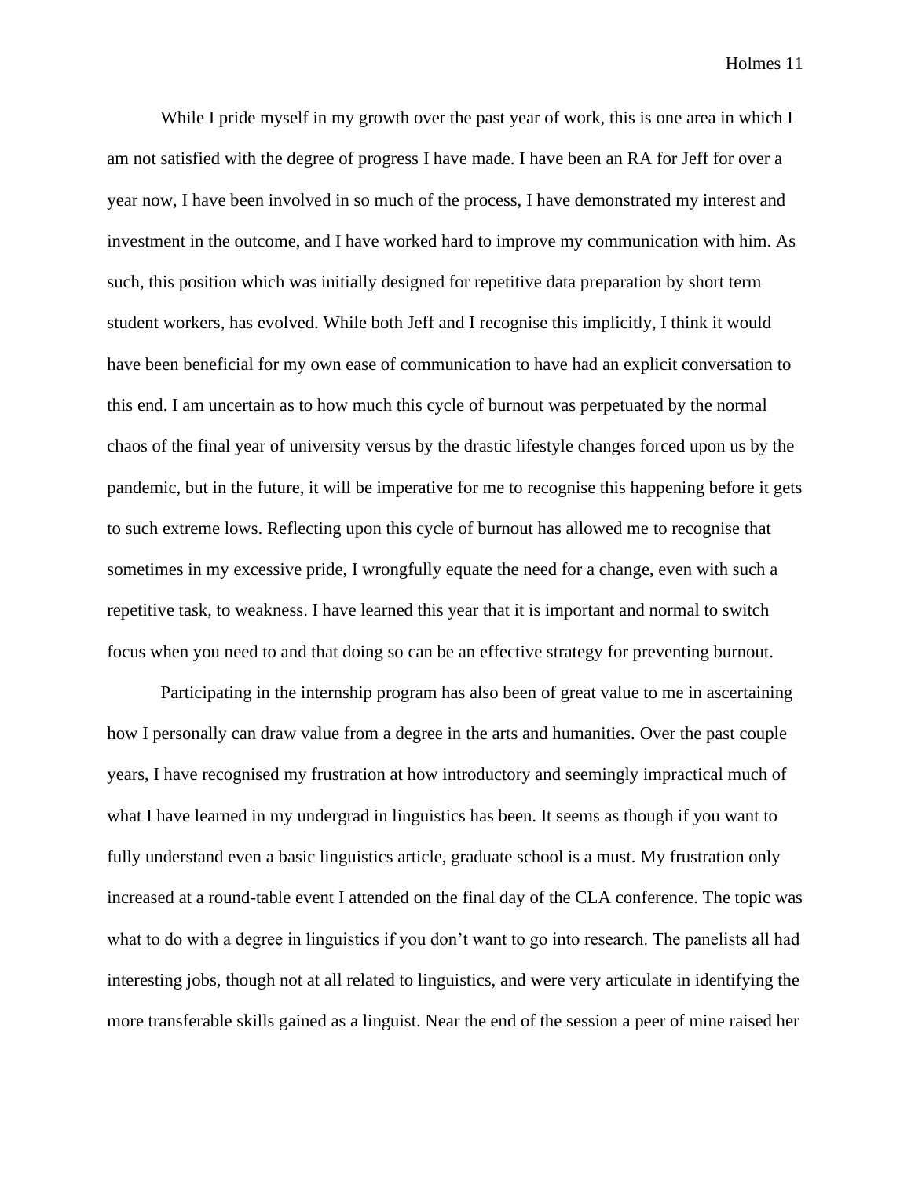While I pride myself in my growth over the past year of work, this is one area in which I am not satisfied with the degree of progress I have made. I have been an RA for Jeff for over a year now, I have been involved in so much of the process, I have demonstrated my interest and investment in the outcome, and I have worked hard to improve my communication with him. As such, this position which was initially designed for repetitive data preparation by short term student workers, has evolved. While both Jeff and I recognise this implicitly, I think it would have been beneficial for my own ease of communication to have had an explicit conversation to this end. I am uncertain as to how much this cycle of burnout was perpetuated by the normal chaos of the final year of university versus by the drastic lifestyle changes forced upon us by the pandemic, but in the future, it will be imperative for me to recognise this happening before it gets to such extreme lows. Reflecting upon this cycle of burnout has allowed me to recognise that sometimes in my excessive pride, I wrongfully equate the need for a change, even with such a repetitive task, to weakness. I have learned this year that it is important and normal to switch focus when you need to and that doing so can be an effective strategy for preventing burnout.

Participating in the internship program has also been of great value to me in ascertaining how I personally can draw value from a degree in the arts and humanities. Over the past couple years, I have recognised my frustration at how introductory and seemingly impractical much of what I have learned in my undergrad in linguistics has been. It seems as though if you want to fully understand even a basic linguistics article, graduate school is a must. My frustration only increased at a round-table event I attended on the final day of the CLA conference. The topic was what to do with a degree in linguistics if you don't want to go into research. The panelists all had interesting jobs, though not at all related to linguistics, and were very articulate in identifying the more transferable skills gained as a linguist. Near the end of the session a peer of mine raised her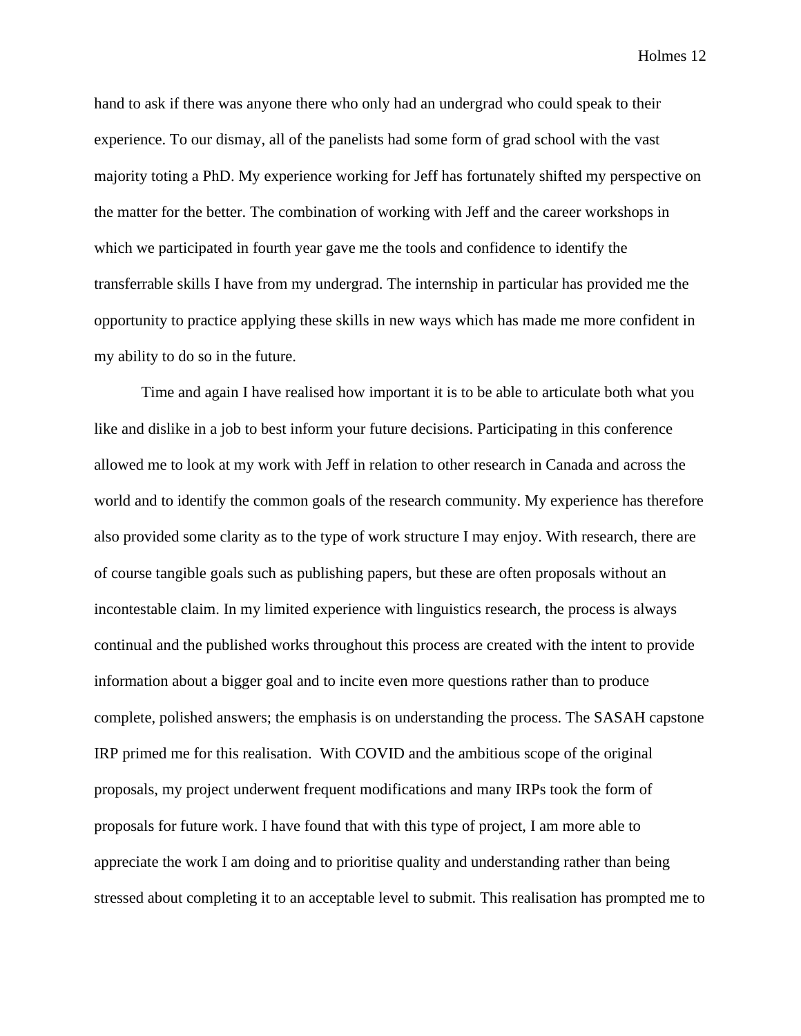hand to ask if there was anyone there who only had an undergrad who could speak to their experience. To our dismay, all of the panelists had some form of grad school with the vast majority toting a PhD. My experience working for Jeff has fortunately shifted my perspective on the matter for the better. The combination of working with Jeff and the career workshops in which we participated in fourth year gave me the tools and confidence to identify the transferrable skills I have from my undergrad. The internship in particular has provided me the opportunity to practice applying these skills in new ways which has made me more confident in my ability to do so in the future.

Time and again I have realised how important it is to be able to articulate both what you like and dislike in a job to best inform your future decisions. Participating in this conference allowed me to look at my work with Jeff in relation to other research in Canada and across the world and to identify the common goals of the research community. My experience has therefore also provided some clarity as to the type of work structure I may enjoy. With research, there are of course tangible goals such as publishing papers, but these are often proposals without an incontestable claim. In my limited experience with linguistics research, the process is always continual and the published works throughout this process are created with the intent to provide information about a bigger goal and to incite even more questions rather than to produce complete, polished answers; the emphasis is on understanding the process. The SASAH capstone IRP primed me for this realisation. With COVID and the ambitious scope of the original proposals, my project underwent frequent modifications and many IRPs took the form of proposals for future work. I have found that with this type of project, I am more able to appreciate the work I am doing and to prioritise quality and understanding rather than being stressed about completing it to an acceptable level to submit. This realisation has prompted me to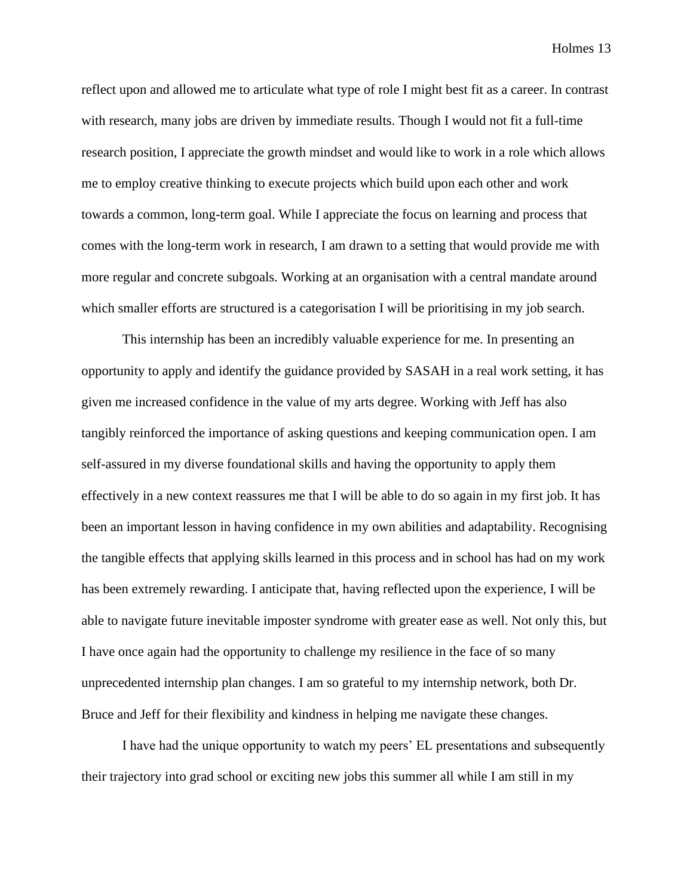reflect upon and allowed me to articulate what type of role I might best fit as a career. In contrast with research, many jobs are driven by immediate results. Though I would not fit a full-time research position, I appreciate the growth mindset and would like to work in a role which allows me to employ creative thinking to execute projects which build upon each other and work towards a common, long-term goal. While I appreciate the focus on learning and process that comes with the long-term work in research, I am drawn to a setting that would provide me with more regular and concrete subgoals. Working at an organisation with a central mandate around which smaller efforts are structured is a categorisation I will be prioritising in my job search.

This internship has been an incredibly valuable experience for me. In presenting an opportunity to apply and identify the guidance provided by SASAH in a real work setting, it has given me increased confidence in the value of my arts degree. Working with Jeff has also tangibly reinforced the importance of asking questions and keeping communication open. I am self-assured in my diverse foundational skills and having the opportunity to apply them effectively in a new context reassures me that I will be able to do so again in my first job. It has been an important lesson in having confidence in my own abilities and adaptability. Recognising the tangible effects that applying skills learned in this process and in school has had on my work has been extremely rewarding. I anticipate that, having reflected upon the experience, I will be able to navigate future inevitable imposter syndrome with greater ease as well. Not only this, but I have once again had the opportunity to challenge my resilience in the face of so many unprecedented internship plan changes. I am so grateful to my internship network, both Dr. Bruce and Jeff for their flexibility and kindness in helping me navigate these changes.

I have had the unique opportunity to watch my peers' EL presentations and subsequently their trajectory into grad school or exciting new jobs this summer all while I am still in my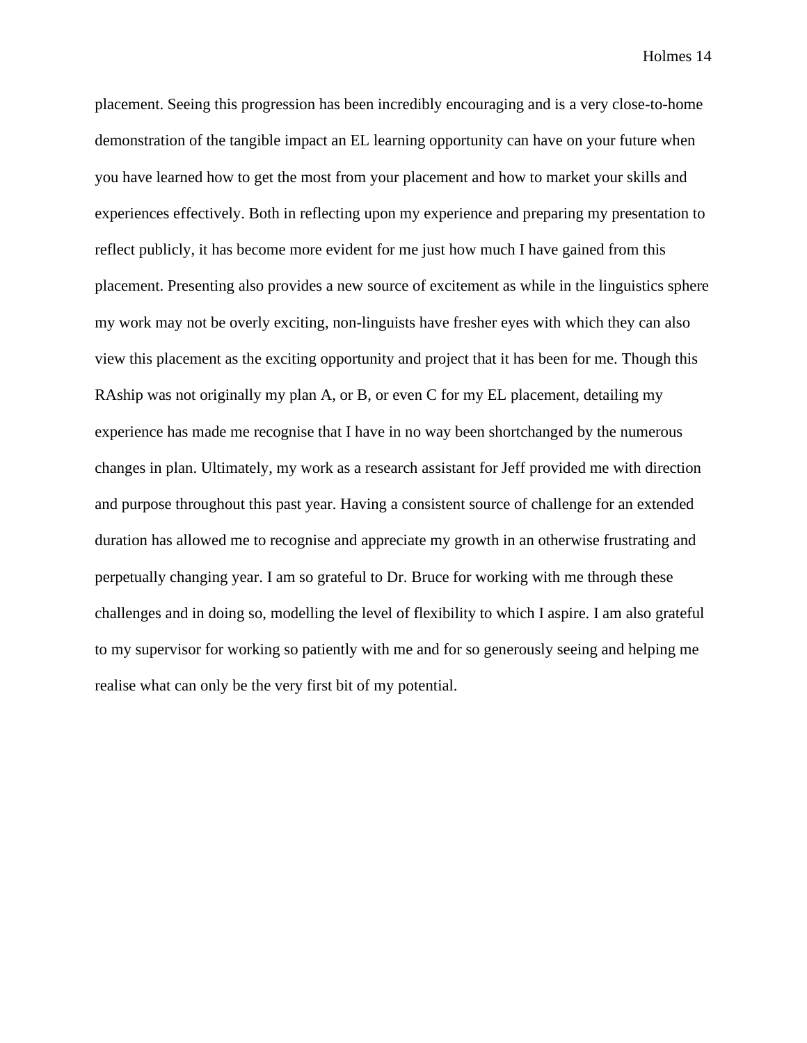placement. Seeing this progression has been incredibly encouraging and is a very close-to-home demonstration of the tangible impact an EL learning opportunity can have on your future when you have learned how to get the most from your placement and how to market your skills and experiences effectively. Both in reflecting upon my experience and preparing my presentation to reflect publicly, it has become more evident for me just how much I have gained from this placement. Presenting also provides a new source of excitement as while in the linguistics sphere my work may not be overly exciting, non-linguists have fresher eyes with which they can also view this placement as the exciting opportunity and project that it has been for me. Though this RAship was not originally my plan A, or B, or even C for my EL placement, detailing my experience has made me recognise that I have in no way been shortchanged by the numerous changes in plan. Ultimately, my work as a research assistant for Jeff provided me with direction and purpose throughout this past year. Having a consistent source of challenge for an extended duration has allowed me to recognise and appreciate my growth in an otherwise frustrating and perpetually changing year. I am so grateful to Dr. Bruce for working with me through these challenges and in doing so, modelling the level of flexibility to which I aspire. I am also grateful to my supervisor for working so patiently with me and for so generously seeing and helping me realise what can only be the very first bit of my potential.